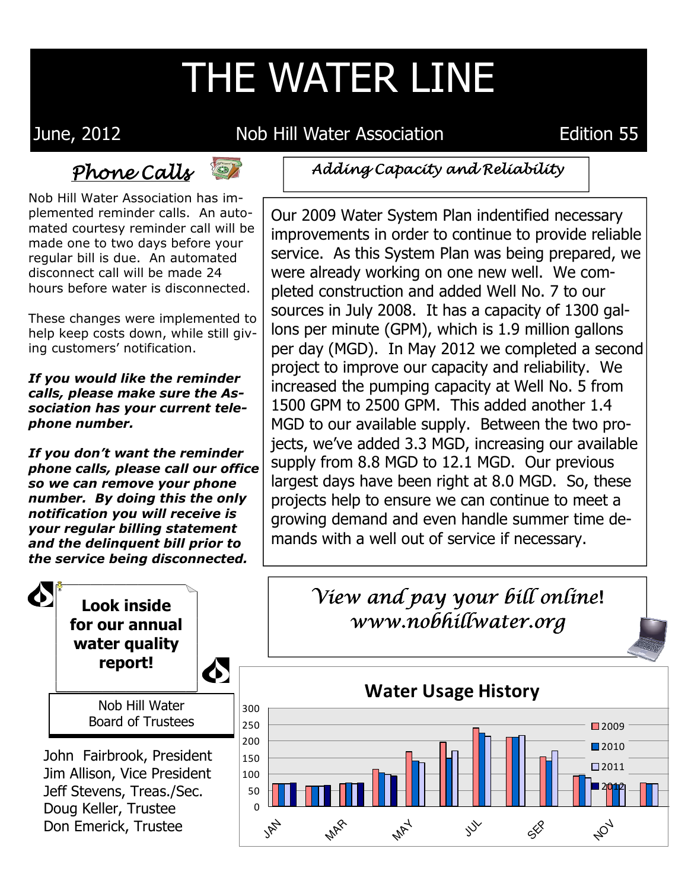# THE WATER LINE

June, 2012 — Nob Hill Water Association — Edition 55

## *Phone Calls*

Nob Hill Water Association has implemented reminder calls. An automated courtesy reminder call will be made one to two days before your regular bill is due. An automated disconnect call will be made 24 hours before water is disconnected.

These changes were implemented to help keep costs down, while still giving customers' notification.

***If you would like the reminder calls, please make sure the Association has your current telephone number.***

***If you don't want the reminder phone calls, please call our office so we can remove your phone number. By doing this the only notification you will receive is your regular billing statement and the delinquent bill prior to the service being disconnected.***

## *Adding Capacity and Reliability*

Our 2009 Water System Plan indentified necessary improvements in order to continue to provide reliable service. As this System Plan was being prepared, we were already working on one new well. We completed construction and added Well No. 7 to our sources in July 2008. It has a capacity of 1300 gallons per minute (GPM), which is 1.9 million gallons per day (MGD). In May 2012 we completed a second project to improve our capacity and reliability. We increased the pumping capacity at Well No. 5 from 1500 GPM to 2500 GPM. This added another 1.4 MGD to our available supply. Between the two projects, we've added 3.3 MGD, increasing our available supply from 8.8 MGD to 12.1 MGD. Our previous largest days have been right at 8.0 MGD. So, these projects help to ensure we can continue to meet a growing demand and even handle summer time demands with a well out of service if necessary.

**Look inside for our annual water quality report!**

## *View and pay your bill online!*

*www.nobhillwater.org*

### Nob Hill Water Board of Trustees

John Fairbrook, President
Jim Allison, Vice President
Jeff Stevens, Treas./Sec.
Doug Keller, Trustee
Don Emerick, Trustee

### Water Usage History

(Bar chart: monthly water usage, JAN–DEC, for 2009, 2010, 2011, 2012; y-axis 0–300)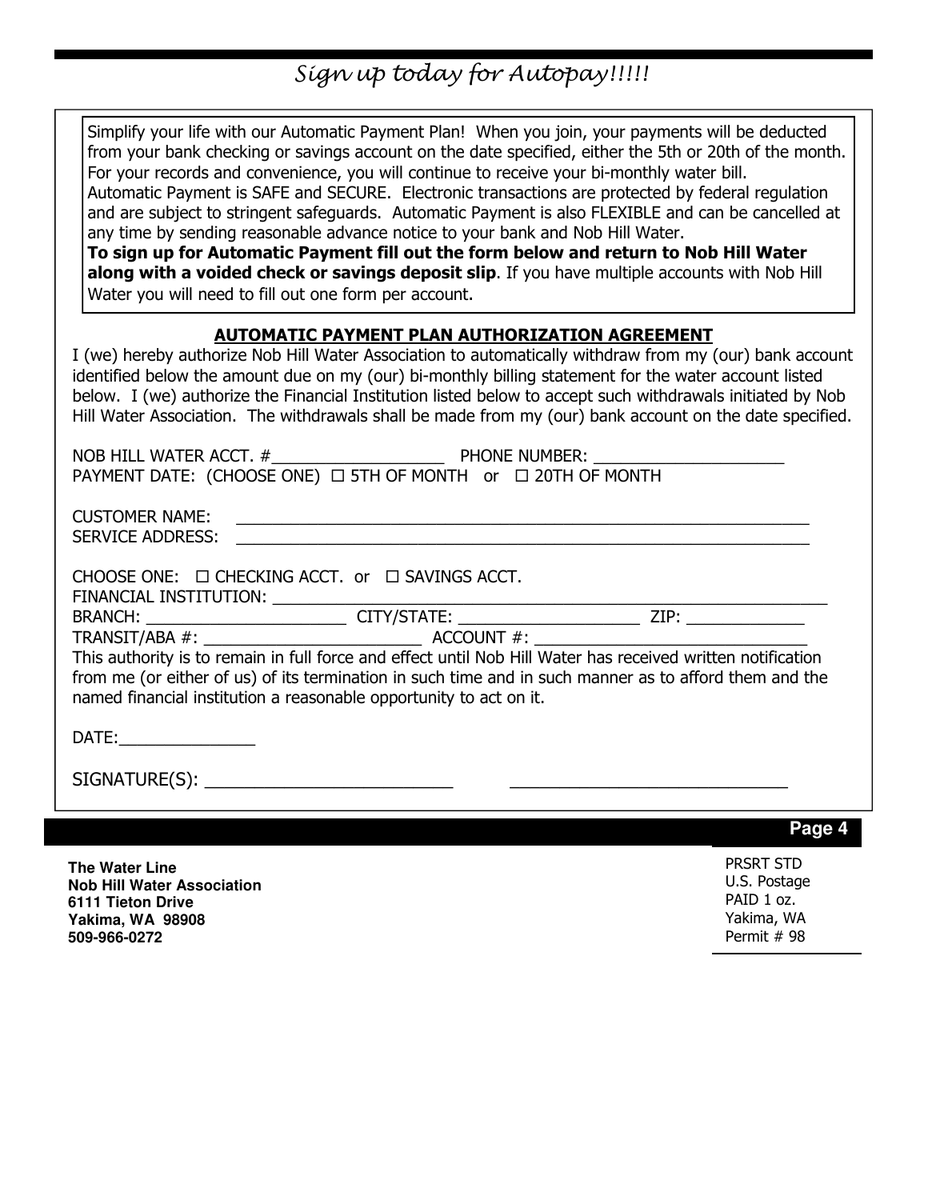# *Sign up today for Autopay!!!!!*

Simplify your life with our Automatic Payment Plan! When you join, your payments will be deducted from your bank checking or savings account on the date specified, either the 5th or 20th of the month. For your records and convenience, you will continue to receive your bi-monthly water bill. Automatic Payment is SAFE and SECURE. Electronic transactions are protected by federal regulation and are subject to stringent safeguards. Automatic Payment is also FLEXIBLE and can be cancelled at any time by sending reasonable advance notice to your bank and Nob Hill Water.

**To sign up for Automatic Payment fill out the form below and return to Nob Hill Water along with a voided check or savings deposit slip**. If you have multiple accounts with Nob Hill Water you will need to fill out one form per account.

## AUTOMATIC PAYMENT PLAN AUTHORIZATION AGREEMENT

I (we) hereby authorize Nob Hill Water Association to automatically withdraw from my (our) bank account identified below the amount due on my (our) bi-monthly billing statement for the water account listed below. I (we) authorize the Financial Institution listed below to accept such withdrawals initiated by Nob Hill Water Association. The withdrawals shall be made from my (our) bank account on the date specified.

NOB HILL WATER ACCT. #____________________ PHONE NUMBER: ______________________

PAYMENT DATE: (CHOOSE ONE) ☐ 5TH OF MONTH or ☐ 20TH OF MONTH

CUSTOMER NAME: ____________________________________________________________

SERVICE ADDRESS: ____________________________________________________________

CHOOSE ONE: ☐ CHECKING ACCT. or ☐ SAVINGS ACCT.

FINANCIAL INSTITUTION: _______________________________________________________

BRANCH: ______________________ CITY/STATE: ____________________ ZIP: _____________

TRANSIT/ABA #: ________________________ ACCOUNT #: ______________________________

This authority is to remain in full force and effect until Nob Hill Water has received written notification from me (or either of us) of its termination in such time and in such manner as to afford them and the named financial institution a reasonable opportunity to act on it.

DATE:_______________

SIGNATURE(S): __________________________ ____________________________

**The Water Line**
**Nob Hill Water Association**
**6111 Tieton Drive**
**Yakima, WA 98908**
**509-966-0272**

PRSRT STD
U.S. Postage
PAID 1 oz.
Yakima, WA
Permit # 98